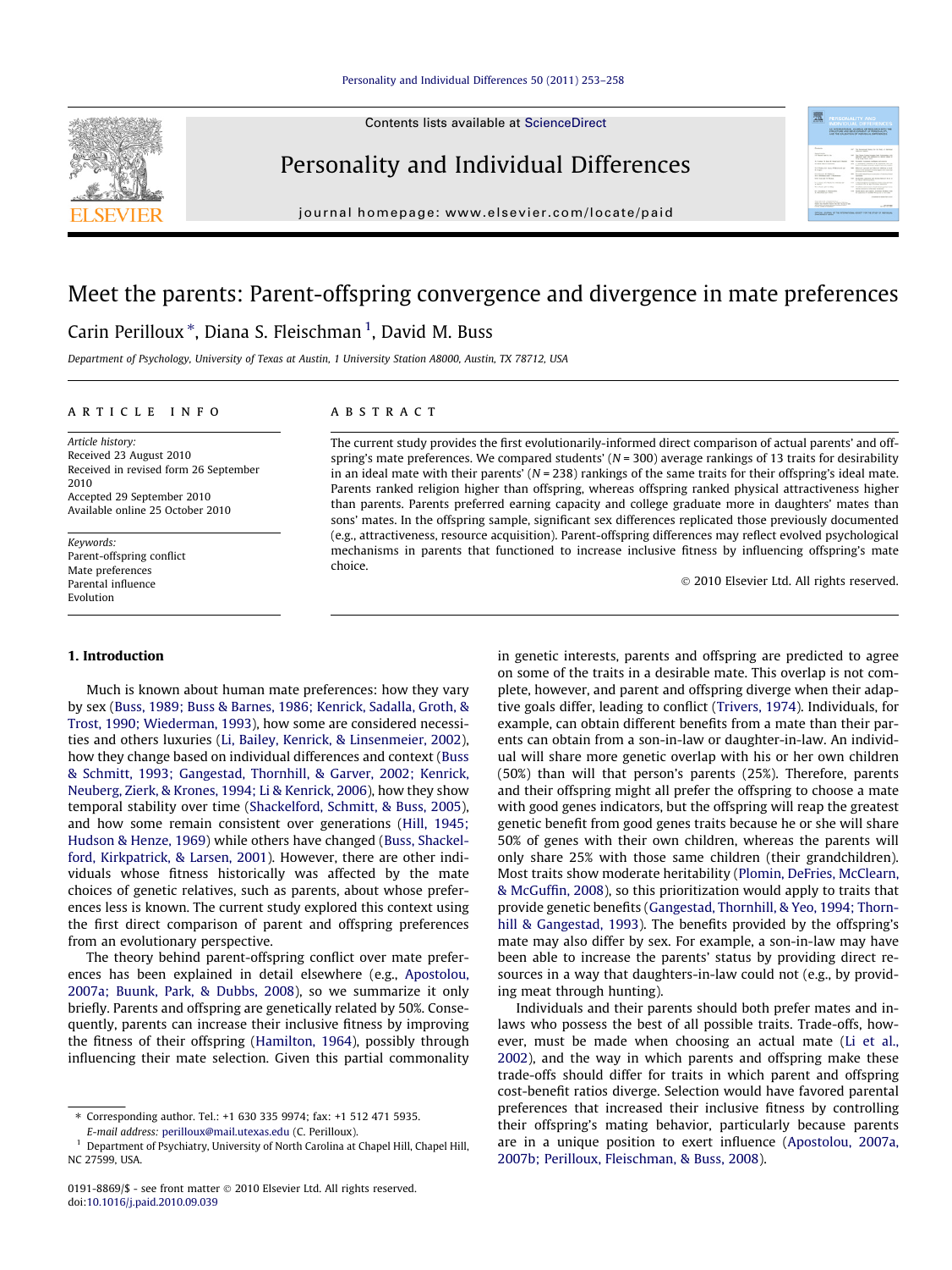# Meet the parents: Parent-offspring convergence and divergence in mate preferences

Carin Perilloux *, Diana S. Fleischman [1], David M. Buss

Department of Psychology, University of Texas at Austin, 1 University Station A8000, Austin, TX 78712, USA

**ARTICLE INFO**

*Article history:*
Received 23 August 2010
Received in revised form 26 September 2010
Accepted 29 September 2010
Available online 25 October 2010

*Keywords:*
Parent-offspring conflict
Mate preferences
Parental influence
Evolution

**ABSTRACT**

The current study provides the first evolutionarily-informed direct comparison of actual parents' and offspring's mate preferences. We compared students' ($N = 300$) average rankings of 13 traits for desirability in an ideal mate with their parents' ($N = 238$) rankings of the same traits for their offspring's ideal mate. Parents ranked religion higher than offspring, whereas offspring ranked physical attractiveness higher than parents. Parents preferred earning capacity and college graduate more in daughters' mates than sons' mates. In the offspring sample, significant sex differences replicated those previously documented (e.g., attractiveness, resource acquisition). Parent-offspring differences may reflect evolved psychological mechanisms in parents that functioned to increase inclusive fitness by influencing offspring's mate choice.

© 2010 Elsevier Ltd. All rights reserved.

## 1. Introduction

Much is known about human mate preferences: how they vary by sex (Buss, 1989; Buss & Barnes, 1986; Kenrick, Sadalla, Groth, & Trost, 1990; Wiederman, 1993), how some are considered necessities and others luxuries (Li, Bailey, Kenrick, & Linsenmeier, 2002), how they change based on individual differences and context (Buss & Schmitt, 1993; Gangestad, Thornhill, & Garver, 2002; Kenrick, Neuberg, Zierk, & Krones, 1994; Li & Kenrick, 2006), how they show temporal stability over time (Shackelford, Schmitt, & Buss, 2005), and how some remain consistent over generations (Hill, 1945; Hudson & Henze, 1969) while others have changed (Buss, Shackelford, Kirkpatrick, & Larsen, 2001). However, there are other individuals whose fitness historically was affected by the mate choices of genetic relatives, such as parents, about whose preferences less is known. The current study explored this context using the first direct comparison of parent and offspring preferences from an evolutionary perspective.

The theory behind parent-offspring conflict over mate preferences has been explained in detail elsewhere (e.g., Apostolou, 2007a; Buunk, Park, & Dubbs, 2008), so we summarize it only briefly. Parents and offspring are genetically related by 50%. Consequently, parents can increase their inclusive fitness by improving the fitness of their offspring (Hamilton, 1964), possibly through influencing their mate selection. Given this partial commonality in genetic interests, parents and offspring are predicted to agree on some of the traits in a desirable mate. This overlap is not complete, however, and parent and offspring diverge when their adaptive goals differ, leading to conflict (Trivers, 1974). Individuals, for example, can obtain different benefits from a mate than their parents can obtain from a son-in-law or daughter-in-law. An individual will share more genetic overlap with his or her own children (50%) than will that person's parents (25%). Therefore, parents and their offspring might all prefer the offspring to choose a mate with good genes indicators, but the offspring will reap the greatest genetic benefit from good genes traits because he or she will share 50% of genes with their own children, whereas the parents will only share 25% with those same children (their grandchildren). Most traits show moderate heritability (Plomin, DeFries, McClearn, & McGuffin, 2008), so this prioritization would apply to traits that provide genetic benefits (Gangestad, Thornhill, & Yeo, 1994; Thornhill & Gangestad, 1993). The benefits provided by the offspring's mate may also differ by sex. For example, a son-in-law may have been able to increase the parents' status by providing direct resources in a way that daughters-in-law could not (e.g., by providing meat through hunting).

Individuals and their parents should both prefer mates and in-laws who possess the best of all possible traits. Trade-offs, however, must be made when choosing an actual mate (Li et al., 2002), and the way in which parents and offspring make these trade-offs should differ for traits in which parent and offspring cost-benefit ratios diverge. Selection would have favored parental preferences that increased their inclusive fitness by controlling their offspring's mating behavior, particularly because parents are in a unique position to exert influence (Apostolou, 2007a, 2007b; Perilloux, Fleischman, & Buss, 2008).

---

* Corresponding author. Tel.: +1 630 335 9974; fax: +1 512 471 5935.
*E-mail address:* perilloux@mail.utexas.edu (C. Perilloux).

[1] Department of Psychiatry, University of North Carolina at Chapel Hill, Chapel Hill, NC 27599, USA.

0191-8869/$ - see front matter © 2010 Elsevier Ltd. All rights reserved.
doi:10.1016/j.paid.2010.09.039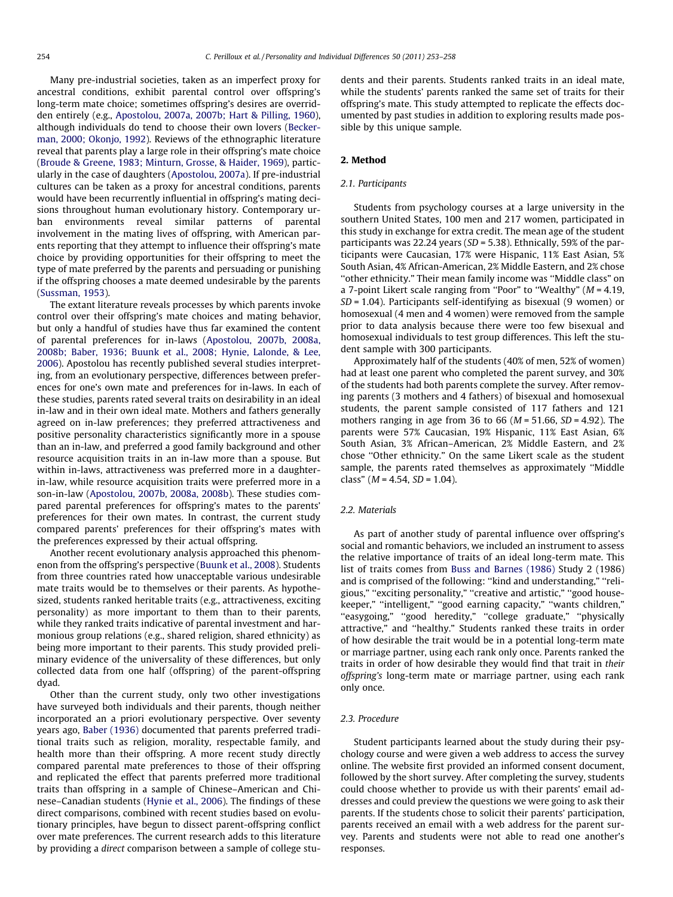Many pre-industrial societies, taken as an imperfect proxy for ancestral conditions, exhibit parental control over offspring's long-term mate choice; sometimes offspring's desires are overridden entirely (e.g., Apostolou, 2007a, 2007b; Hart & Pilling, 1960), although individuals do tend to choose their own lovers (Beckerman, 2000; Okonjo, 1992). Reviews of the ethnographic literature reveal that parents play a large role in their offspring's mate choice (Broude & Greene, 1983; Minturn, Grosse, & Haider, 1969), particularly in the case of daughters (Apostolou, 2007a). If pre-industrial cultures can be taken as a proxy for ancestral conditions, parents would have been recurrently influential in offspring's mating decisions throughout human evolutionary history. Contemporary urban environments reveal similar patterns of parental involvement in the mating lives of offspring, with American parents reporting that they attempt to influence their offspring's mate choice by providing opportunities for their offspring to meet the type of mate preferred by the parents and persuading or punishing if the offspring chooses a mate deemed undesirable by the parents (Sussman, 1953).

The extant literature reveals processes by which parents invoke control over their offspring's mate choices and mating behavior, but only a handful of studies have thus far examined the content of parental preferences for in-laws (Apostolou, 2007b, 2008a, 2008b; Baber, 1936; Buunk et al., 2008; Hynie, Lalonde, & Lee, 2006). Apostolou has recently published several studies interpreting, from an evolutionary perspective, differences between preferences for one's own mate and preferences for in-laws. In each of these studies, parents rated several traits on desirability in an ideal in-law and in their own ideal mate. Mothers and fathers generally agreed on in-law preferences; they preferred attractiveness and positive personality characteristics significantly more in a spouse than an in-law, and preferred a good family background and other resource acquisition traits in an in-law more than a spouse. But within in-laws, attractiveness was preferred more in a daughter-in-law, while resource acquisition traits were preferred more in a son-in-law (Apostolou, 2007b, 2008a, 2008b). These studies compared parental preferences for offspring's mates to the parents' preferences for their own mates. In contrast, the current study compared parents' preferences for their offspring's mates with the preferences expressed by their actual offspring.

Another recent evolutionary analysis approached this phenomenon from the offspring's perspective (Buunk et al., 2008). Students from three countries rated how unacceptable various undesirable mate traits would be to themselves or their parents. As hypothesized, students ranked heritable traits (e.g., attractiveness, exciting personality) as more important to them than to their parents, while they ranked traits indicative of parental investment and harmonious group relations (e.g., shared religion, shared ethnicity) as being more important to their parents. This study provided preliminary evidence of the universality of these differences, but only collected data from one half (offspring) of the parent-offspring dyad.

Other than the current study, only two other investigations have surveyed both individuals and their parents, though neither incorporated an a priori evolutionary perspective. Over seventy years ago, Baber (1936) documented that parents preferred traditional traits such as religion, morality, respectable family, and health more than their offspring. A more recent study directly compared parental mate preferences to those of their offspring and replicated the effect that parents preferred more traditional traits than offspring in a sample of Chinese–American and Chinese–Canadian students (Hynie et al., 2006). The findings of these direct comparisons, combined with recent studies based on evolutionary principles, have begun to dissect parent-offspring conflict over mate preferences. The current research adds to this literature by providing a *direct* comparison between a sample of college students and their parents. Students ranked traits in an ideal mate, while the students' parents ranked the same set of traits for their offspring's mate. This study attempted to replicate the effects documented by past studies in addition to exploring results made possible by this unique sample.

## 2. Method

### 2.1. Participants

Students from psychology courses at a large university in the southern United States, 100 men and 217 women, participated in this study in exchange for extra credit. The mean age of the student participants was 22.24 years ($SD$ = 5.38). Ethnically, 59% of the participants were Caucasian, 17% were Hispanic, 11% East Asian, 5% South Asian, 4% African-American, 2% Middle Eastern, and 2% chose "other ethnicity." Their mean family income was "Middle class" on a 7-point Likert scale ranging from "Poor" to "Wealthy" ($M$ = 4.19, $SD$ = 1.04). Participants self-identifying as bisexual (9 women) or homosexual (4 men and 4 women) were removed from the sample prior to data analysis because there were too few bisexual and homosexual individuals to test group differences. This left the student sample with 300 participants.

Approximately half of the students (40% of men, 52% of women) had at least one parent who completed the parent survey, and 30% of the students had both parents complete the survey. After removing parents (3 mothers and 4 fathers) of bisexual and homosexual students, the parent sample consisted of 117 fathers and 121 mothers ranging in age from 36 to 66 ($M$ = 51.66, $SD$ = 4.92). The parents were 57% Caucasian, 19% Hispanic, 11% East Asian, 6% South Asian, 3% African–American, 2% Middle Eastern, and 2% chose "Other ethnicity." On the same Likert scale as the student sample, the parents rated themselves as approximately "Middle class" ($M$ = 4.54, $SD$ = 1.04).

### 2.2. Materials

As part of another study of parental influence over offspring's social and romantic behaviors, we included an instrument to assess the relative importance of traits of an ideal long-term mate. This list of traits comes from Buss and Barnes (1986) Study 2 (1986) and is comprised of the following: "kind and understanding," "religious," "exciting personality," "creative and artistic," "good housekeeper," "intelligent," "good earning capacity," "wants children," "easygoing," "good heredity," "college graduate," "physically attractive," and "healthy." Students ranked these traits in order of how desirable the trait would be in a potential long-term mate or marriage partner, using each rank only once. Parents ranked the traits in order of how desirable they would find that trait in *their offspring's* long-term mate or marriage partner, using each rank only once.

### 2.3. Procedure

Student participants learned about the study during their psychology course and were given a web address to access the survey online. The website first provided an informed consent document, followed by the short survey. After completing the survey, students could choose whether to provide us with their parents' email addresses and could preview the questions we were going to ask their parents. If the students chose to solicit their parents' participation, parents received an email with a web address for the parent survey. Parents and students were not able to read one another's responses.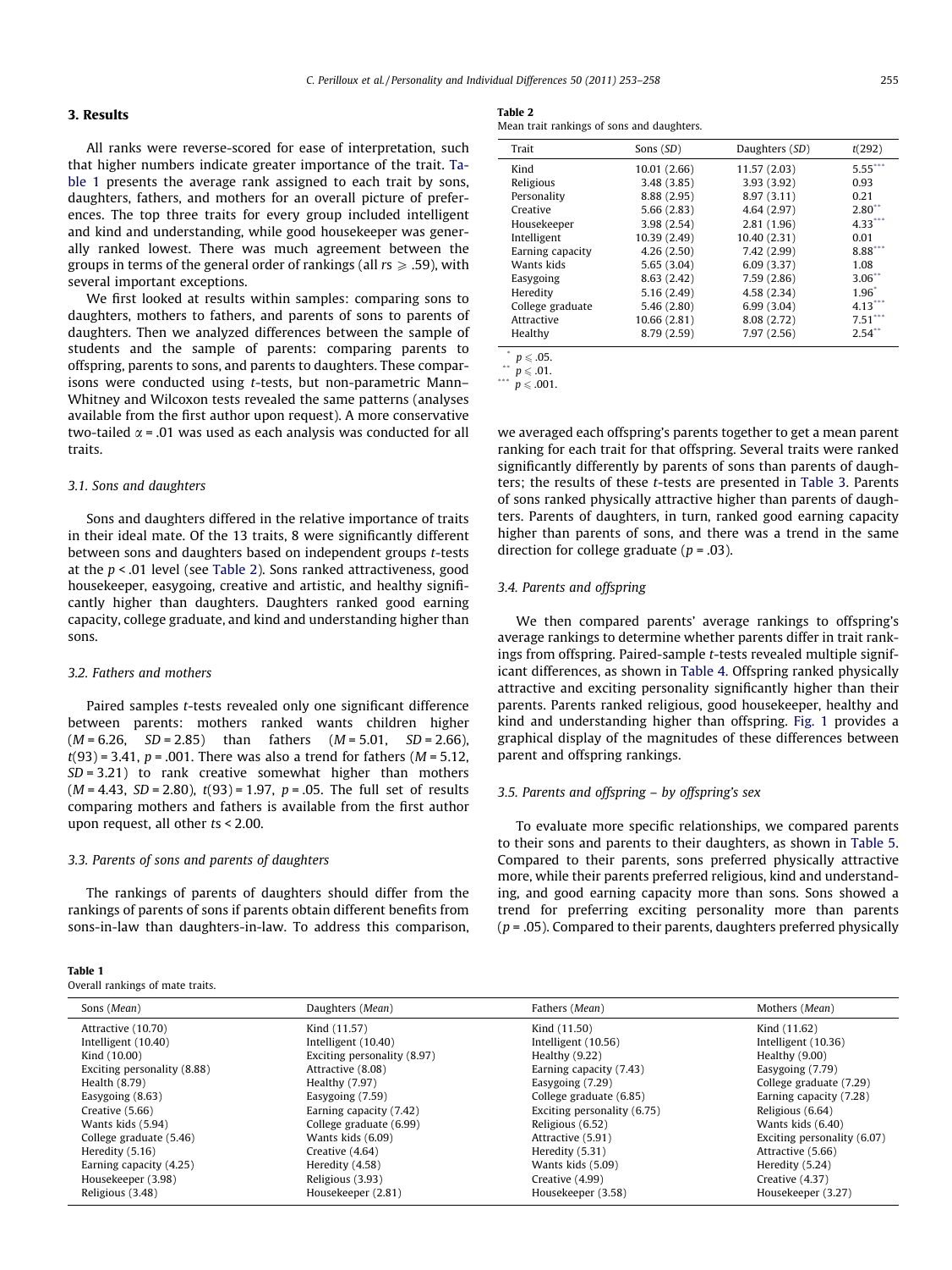## 3. Results

All ranks were reverse-scored for ease of interpretation, such that higher numbers indicate greater importance of the trait. Table 1 presents the average rank assigned to each trait by sons, daughters, fathers, and mothers for an overall picture of preferences. The top three traits for every group included intelligent and kind and understanding, while good housekeeper was generally ranked lowest. There was much agreement between the groups in terms of the general order of rankings (all $rs \geqslant .59$), with several important exceptions.

We first looked at results within samples: comparing sons to daughters, mothers to fathers, and parents of sons to parents of daughters. Then we analyzed differences between the sample of students and the sample of parents: comparing parents to offspring, parents to sons, and parents to daughters. These comparisons were conducted using $t$-tests, but non-parametric Mann–Whitney and Wilcoxon tests revealed the same patterns (analyses available from the first author upon request). A more conservative two-tailed $\alpha = .01$ was used as each analysis was conducted for all traits.

### 3.1. Sons and daughters

Sons and daughters differed in the relative importance of traits in their ideal mate. Of the 13 traits, 8 were significantly different between sons and daughters based on independent groups $t$-tests at the $p < .01$ level (see Table 2). Sons ranked attractiveness, good housekeeper, easygoing, creative and artistic, and healthy significantly higher than daughters. Daughters ranked good earning capacity, college graduate, and kind and understanding higher than sons.

### 3.2. Fathers and mothers

Paired samples $t$-tests revealed only one significant difference between parents: mothers ranked wants children higher ($M = 6.26$, $SD = 2.85$) than fathers ($M = 5.01$, $SD = 2.66$), $t(93) = 3.41$, $p = .001$. There was also a trend for fathers ($M = 5.12$, $SD = 3.21$) to rank creative somewhat higher than mothers ($M = 4.43$, $SD = 2.80$), $t(93) = 1.97$, $p = .05$. The full set of results comparing mothers and fathers is available from the first author upon request, all other $ts < 2.00$.

### 3.3. Parents of sons and parents of daughters

The rankings of parents of daughters should differ from the rankings of parents of sons if parents obtain different benefits from sons-in-law than daughters-in-law. To address this comparison, we averaged each offspring's parents together to get a mean parent ranking for each trait for that offspring. Several traits were ranked significantly differently by parents of sons than parents of daughters; the results of these $t$-tests are presented in Table 3. Parents of sons ranked physically attractive higher than parents of daughters. Parents of daughters, in turn, ranked good earning capacity higher than parents of sons, and there was a trend in the same direction for college graduate ($p = .03$).

**Table 2**
Mean trait rankings of sons and daughters.

| Trait | Sons (SD) | Daughters (SD) | $t(292)$ |
|---|---|---|---|
| Kind | 10.01 (2.66) | 11.57 (2.03) | 5.55*** |
| Religious | 3.48 (3.85) | 3.93 (3.92) | 0.93 |
| Personality | 8.88 (2.95) | 8.97 (3.11) | 0.21 |
| Creative | 5.66 (2.83) | 4.64 (2.97) | 2.80** |
| Housekeeper | 3.98 (2.54) | 2.81 (1.96) | 4.33*** |
| Intelligent | 10.39 (2.49) | 10.40 (2.31) | 0.01 |
| Earning capacity | 4.26 (2.50) | 7.42 (2.99) | 8.88*** |
| Wants kids | 5.65 (3.04) | 6.09 (3.37) | 1.08 |
| Easygoing | 8.63 (2.42) | 7.59 (2.86) | 3.06** |
| Heredity | 5.16 (2.49) | 4.58 (2.34) | 1.96* |
| College graduate | 5.46 (2.80) | 6.99 (3.04) | 4.13*** |
| Attractive | 10.66 (2.81) | 8.08 (2.72) | 7.51*** |
| Healthy | 8.79 (2.59) | 7.97 (2.56) | 2.54** |

\* $p \leqslant .05$.
\*\* $p \leqslant .01$.
\*\*\* $p \leqslant .001$.

### 3.4. Parents and offspring

We then compared parents' average rankings to offspring's average rankings to determine whether parents differ in trait rankings from offspring. Paired-sample $t$-tests revealed multiple significant differences, as shown in Table 4. Offspring ranked physically attractive and exciting personality significantly higher than their parents. Parents ranked religious, good housekeeper, healthy and kind and understanding higher than offspring. Fig. 1 provides a graphical display of the magnitudes of these differences between parent and offspring rankings.

### 3.5. Parents and offspring – by offspring's sex

To evaluate more specific relationships, we compared parents to their sons and parents to their daughters, as shown in Table 5. Compared to their parents, sons preferred physically attractive more, while their parents preferred religious, kind and understanding, and good earning capacity more than sons. Sons showed a trend for preferring exciting personality more than parents ($p = .05$). Compared to their parents, daughters preferred physically

**Table 1**
Overall rankings of mate traits.

| Sons (*Mean*) | Daughters (*Mean*) | Fathers (*Mean*) | Mothers (*Mean*) |
|---|---|---|---|
| Attractive (10.70) | Kind (11.57) | Kind (11.50) | Kind (11.62) |
| Intelligent (10.40) | Intelligent (10.40) | Intelligent (10.56) | Intelligent (10.36) |
| Kind (10.00) | Exciting personality (8.97) | Healthy (9.22) | Healthy (9.00) |
| Exciting personality (8.88) | Attractive (8.08) | Earning capacity (7.43) | Easygoing (7.79) |
| Health (8.79) | Healthy (7.97) | Easygoing (7.29) | College graduate (7.29) |
| Easygoing (8.63) | Easygoing (7.59) | College graduate (6.85) | Earning capacity (7.28) |
| Creative (5.66) | Earning capacity (7.42) | Exciting personality (6.75) | Religious (6.64) |
| Wants kids (5.94) | College graduate (6.99) | Religious (6.52) | Wants kids (6.40) |
| College graduate (5.46) | Wants kids (6.09) | Attractive (5.91) | Exciting personality (6.07) |
| Heredity (5.16) | Creative (4.64) | Heredity (5.31) | Attractive (5.66) |
| Earning capacity (4.25) | Heredity (4.58) | Wants kids (5.09) | Heredity (5.24) |
| Housekeeper (3.98) | Religious (3.93) | Creative (4.99) | Creative (4.37) |
| Religious (3.48) | Housekeeper (2.81) | Housekeeper (3.58) | Housekeeper (3.27) |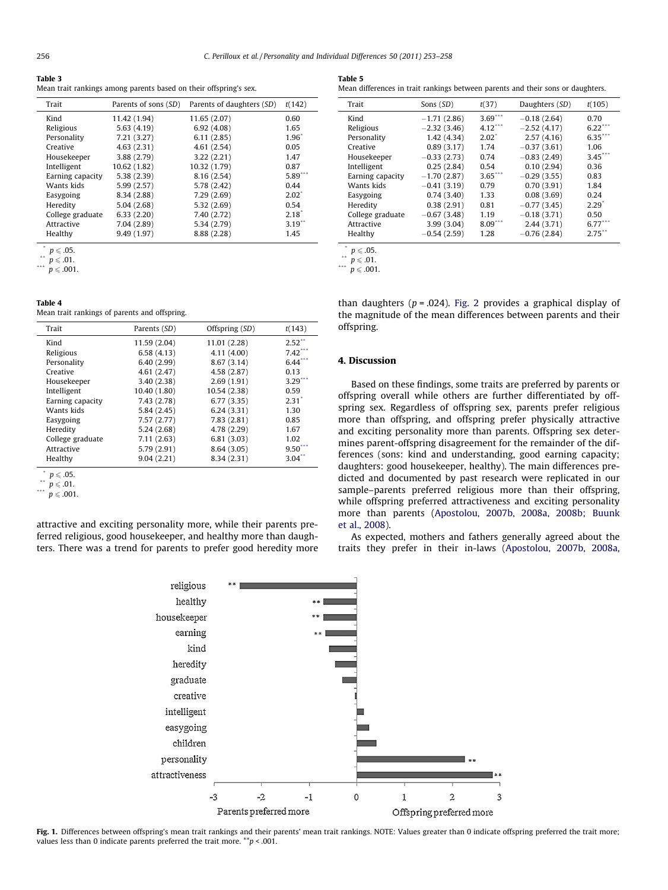**Table 3**
Mean trait rankings among parents based on their offspring's sex.

| Trait | Parents of sons (*SD*) | Parents of daughters (*SD*) | *t*(142) |
|---|---|---|---|
| Kind | 11.42 (1.94) | 11.65 (2.07) | 0.60 |
| Religious | 5.63 (4.19) | 6.92 (4.08) | 1.65 |
| Personality | 7.21 (3.27) | 6.11 (2.85) | 1.96* |
| Creative | 4.63 (2.31) | 4.61 (2.54) | 0.05 |
| Housekeeper | 3.88 (2.79) | 3.22 (2.21) | 1.47 |
| Intelligent | 10.62 (1.82) | 10.32 (1.79) | 0.87 |
| Earning capacity | 5.38 (2.39) | 8.16 (2.54) | 5.89*** |
| Wants kids | 5.99 (2.57) | 5.78 (2.42) | 0.44 |
| Easygoing | 8.34 (2.88) | 7.29 (2.69) | 2.02* |
| Heredity | 5.04 (2.68) | 5.32 (2.69) | 0.54 |
| College graduate | 6.33 (2.20) | 7.40 (2.72) | 2.18* |
| Attractive | 7.04 (2.89) | 5.34 (2.79) | 3.19** |
| Healthy | 9.49 (1.97) | 8.88 (2.28) | 1.45 |

\* $p \leq .05$.
\*\* $p \leq .01$.
\*\*\* $p \leq .001$.

**Table 4**
Mean trait rankings of parents and offspring.

| Trait | Parents (*SD*) | Offspring (*SD*) | *t*(143) |
|---|---|---|---|
| Kind | 11.59 (2.04) | 11.01 (2.28) | 2.52** |
| Religious | 6.58 (4.13) | 4.11 (4.00) | 7.42*** |
| Personality | 6.40 (2.99) | 8.67 (3.14) | 6.44*** |
| Creative | 4.61 (2.47) | 4.58 (2.87) | 0.13 |
| Housekeeper | 3.40 (2.38) | 2.69 (1.91) | 3.29*** |
| Intelligent | 10.40 (1.80) | 10.54 (2.38) | 0.59 |
| Earning capacity | 7.43 (2.78) | 6.77 (3.35) | 2.31* |
| Wants kids | 5.84 (2.45) | 6.24 (3.31) | 1.30 |
| Easygoing | 7.57 (2.77) | 7.83 (2.81) | 0.85 |
| Heredity | 5.24 (2.68) | 4.78 (2.29) | 1.67 |
| College graduate | 7.11 (2.63) | 6.81 (3.03) | 1.02 |
| Attractive | 5.79 (2.91) | 8.64 (3.05) | 9.50*** |
| Healthy | 9.04 (2.21) | 8.34 (2.31) | 3.04** |

\* $p \leq .05$.
\*\* $p \leq .01$.
\*\*\* $p \leq .001$.

attractive and exciting personality more, while their parents preferred religious, good housekeeper, and healthy more than daughters. There was a trend for parents to prefer good heredity more than daughters ($p = .024$). Fig. 2 provides a graphical display of the magnitude of the mean differences between parents and their offspring.

**Table 5**
Mean differences in trait rankings between parents and their sons or daughters.

| Trait | Sons (*SD*) | *t*(37) | Daughters (*SD*) | *t*(105) |
|---|---|---|---|---|
| Kind | −1.71 (2.86) | 3.69*** | −0.18 (2.64) | 0.70 |
| Religious | −2.32 (3.46) | 4.12*** | −2.52 (4.17) | 6.22*** |
| Personality | 1.42 (4.34) | 2.02* | 2.57 (4.16) | 6.35*** |
| Creative | 0.89 (3.17) | 1.74 | −0.37 (3.61) | 1.06 |
| Housekeeper | −0.33 (2.73) | 0.74 | −0.83 (2.49) | 3.45*** |
| Intelligent | 0.25 (2.84) | 0.54 | 0.10 (2.94) | 0.36 |
| Earning capacity | −1.70 (2.87) | 3.65*** | −0.29 (3.55) | 0.83 |
| Wants kids | −0.41 (3.19) | 0.79 | 0.70 (3.91) | 1.84 |
| Easygoing | 0.74 (3.40) | 1.33 | 0.08 (3.69) | 0.24 |
| Heredity | 0.38 (2.91) | 0.81 | −0.77 (3.45) | 2.29* |
| College graduate | −0.67 (3.48) | 1.19 | −0.18 (3.71) | 0.50 |
| Attractive | 3.99 (3.04) | 8.09*** | 2.44 (3.71) | 6.77*** |
| Healthy | −0.54 (2.59) | 1.28 | −0.76 (2.84) | 2.75** |

\* $p \leq .05$.
\*\* $p \leq .01$.
\*\*\* $p \leq .001$.

## 4. Discussion

Based on these findings, some traits are preferred by parents or offspring overall while others are further differentiated by offspring sex. Regardless of offspring sex, parents prefer religious more than offspring, and offspring prefer physically attractive and exciting personality more than parents. Offspring sex determines parent-offspring disagreement for the remainder of the differences (sons: kind and understanding, good earning capacity; daughters: good housekeeper, healthy). The main differences predicted and documented by past research were replicated in our sample–parents preferred religious more than their offspring, while offspring preferred attractiveness and exciting personality more than parents (Apostolou, 2007b, 2008a, 2008b; Buunk et al., 2008).

As expected, mothers and fathers generally agreed about the traits they prefer in their in-laws (Apostolou, 2007b, 2008a,

**Fig. 1.** Differences between offspring's mean trait rankings and their parents' mean trait rankings. NOTE: Values greater than 0 indicate offspring preferred the trait more; values less than 0 indicate parents preferred the trait more. \*\*$p < .001$.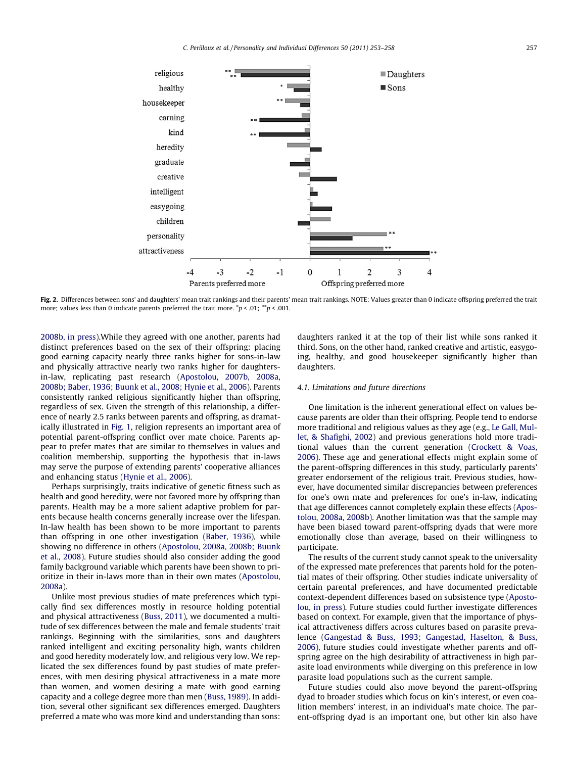Fig. 2. Differences between sons' and daughters' mean trait rankings and their parents' mean trait rankings. NOTE: Values greater than 0 indicate offspring preferred the trait more; values less than 0 indicate parents preferred the trait more. $^{*}p < .01$; $^{**}p < .001$.

2008b, in press).While they agreed with one another, parents had distinct preferences based on the sex of their offspring: placing good earning capacity nearly three ranks higher for sons-in-law and physically attractive nearly two ranks higher for daughters-in-law, replicating past research (Apostolou, 2007b, 2008a, 2008b; Baber, 1936; Buunk et al., 2008; Hynie et al., 2006). Parents consistently ranked religious significantly higher than offspring, regardless of sex. Given the strength of this relationship, a difference of nearly 2.5 ranks between parents and offspring, as dramatically illustrated in Fig. 1, religion represents an important area of potential parent-offspring conflict over mate choice. Parents appear to prefer mates that are similar to themselves in values and coalition membership, supporting the hypothesis that in-laws may serve the purpose of extending parents' cooperative alliances and enhancing status (Hynie et al., 2006).

Perhaps surprisingly, traits indicative of genetic fitness such as health and good heredity, were not favored more by offspring than parents. Health may be a more salient adaptive problem for parents because health concerns generally increase over the lifespan. In-law health has been shown to be more important to parents than offspring in one other investigation (Baber, 1936), while showing no difference in others (Apostolou, 2008a, 2008b; Buunk et al., 2008). Future studies should also consider adding the good family background variable which parents have been shown to prioritize in their in-laws more than in their own mates (Apostolou, 2008a).

Unlike most previous studies of mate preferences which typically find sex differences mostly in resource holding potential and physical attractiveness (Buss, 2011), we documented a multitude of sex differences between the male and female students' trait rankings. Beginning with the similarities, sons and daughters ranked intelligent and exciting personality high, wants children and good heredity moderately low, and religious very low. We replicated the sex differences found by past studies of mate preferences, with men desiring physical attractiveness in a mate more than women, and women desiring a mate with good earning capacity and a college degree more than men (Buss, 1989). In addition, several other significant sex differences emerged. Daughters preferred a mate who was more kind and understanding than sons: daughters ranked it at the top of their list while sons ranked it third. Sons, on the other hand, ranked creative and artistic, easygoing, healthy, and good housekeeper significantly higher than daughters.

### 4.1. Limitations and future directions

One limitation is the inherent generational effect on values because parents are older than their offspring. People tend to endorse more traditional and religious values as they age (e.g., Le Gall, Mullet, & Shafighi, 2002) and previous generations hold more traditional values than the current generation (Crockett & Voas, 2006). These age and generational effects might explain some of the parent-offspring differences in this study, particularly parents' greater endorsement of the religious trait. Previous studies, however, have documented similar discrepancies between preferences for one's own mate and preferences for one's in-law, indicating that age differences cannot completely explain these effects (Apostolou, 2008a, 2008b). Another limitation was that the sample may have been biased toward parent-offspring dyads that were more emotionally close than average, based on their willingness to participate.

The results of the current study cannot speak to the universality of the expressed mate preferences that parents hold for the potential mates of their offspring. Other studies indicate universality of certain parental preferences, and have documented predictable context-dependent differences based on subsistence type (Apostolou, in press). Future studies could further investigate differences based on context. For example, given that the importance of physical attractiveness differs across cultures based on parasite prevalence (Gangestad & Buss, 1993; Gangestad, Haselton, & Buss, 2006), future studies could investigate whether parents and offspring agree on the high desirability of attractiveness in high parasite load environments while diverging on this preference in low parasite load populations such as the current sample.

Future studies could also move beyond the parent-offspring dyad to broader studies which focus on kin's interest, or even coalition members' interest, in an individual's mate choice. The parent-offspring dyad is an important one, but other kin also have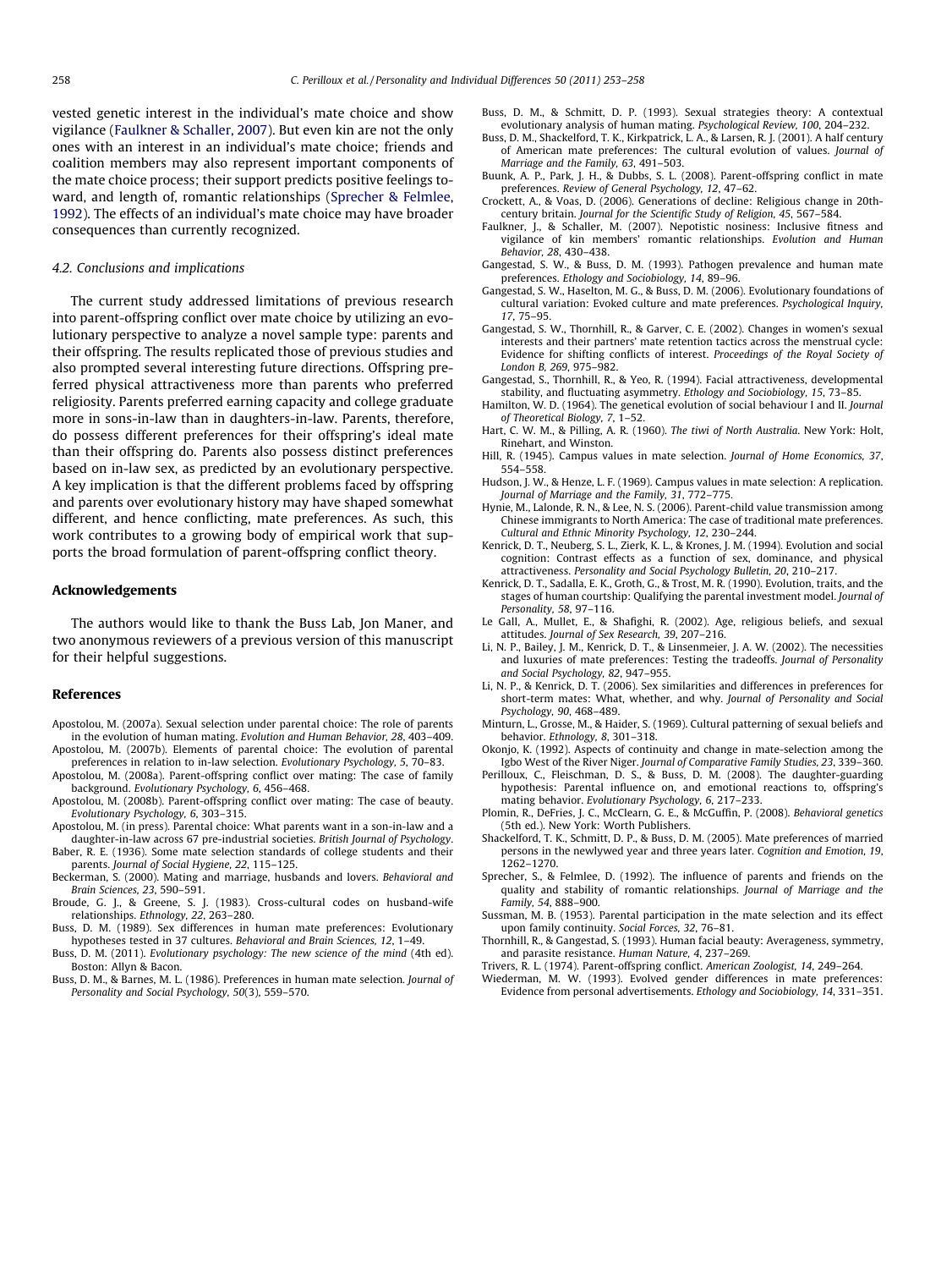vested genetic interest in the individual's mate choice and show vigilance (Faulkner & Schaller, 2007). But even kin are not the only ones with an interest in an individual's mate choice; friends and coalition members may also represent important components of the mate choice process; their support predicts positive feelings toward, and length of, romantic relationships (Sprecher & Felmlee, 1992). The effects of an individual's mate choice may have broader consequences than currently recognized.

### 4.2. Conclusions and implications

The current study addressed limitations of previous research into parent-offspring conflict over mate choice by utilizing an evolutionary perspective to analyze a novel sample type: parents and their offspring. The results replicated those of previous studies and also prompted several interesting future directions. Offspring preferred physical attractiveness more than parents who preferred religiosity. Parents preferred earning capacity and college graduate more in sons-in-law than in daughters-in-law. Parents, therefore, do possess different preferences for their offspring's ideal mate than their offspring do. Parents also possess distinct preferences based on in-law sex, as predicted by an evolutionary perspective. A key implication is that the different problems faced by offspring and parents over evolutionary history may have shaped somewhat different, and hence conflicting, mate preferences. As such, this work contributes to a growing body of empirical work that supports the broad formulation of parent-offspring conflict theory.

## Acknowledgements

The authors would like to thank the Buss Lab, Jon Maner, and two anonymous reviewers of a previous version of this manuscript for their helpful suggestions.

## References

Apostolou, M. (2007a). Sexual selection under parental choice: The role of parents in the evolution of human mating. *Evolution and Human Behavior, 28*, 403–409.

Apostolou, M. (2007b). Elements of parental choice: The evolution of parental preferences in relation to in-law selection. *Evolutionary Psychology, 5*, 70–83.

Apostolou, M. (2008a). Parent-offspring conflict over mating: The case of family background. *Evolutionary Psychology, 6*, 456–468.

Apostolou, M. (2008b). Parent-offspring conflict over mating: The case of beauty. *Evolutionary Psychology, 6*, 303–315.

Apostolou, M. (in press). Parental choice: What parents want in a son-in-law and a daughter-in-law across 67 pre-industrial societies. *British Journal of Psychology*.

Baber, R. E. (1936). Some mate selection standards of college students and their parents. *Journal of Social Hygiene, 22*, 115–125.

Beckerman, S. (2000). Mating and marriage, husbands and lovers. *Behavioral and Brain Sciences, 23*, 590–591.

Broude, G. J., & Greene, S. J. (1983). Cross-cultural codes on husband-wife relationships. *Ethnology, 22*, 263–280.

Buss, D. M. (1989). Sex differences in human mate preferences: Evolutionary hypotheses tested in 37 cultures. *Behavioral and Brain Sciences, 12*, 1–49.

Buss, D. M. (2011). *Evolutionary psychology: The new science of the mind* (4th ed). Boston: Allyn & Bacon.

Buss, D. M., & Barnes, M. L. (1986). Preferences in human mate selection. *Journal of Personality and Social Psychology, 50*(3), 559–570.

Buss, D. M., & Schmitt, D. P. (1993). Sexual strategies theory: A contextual evolutionary analysis of human mating. *Psychological Review, 100*, 204–232.

Buss, D. M., Shackelford, T. K., Kirkpatrick, L. A., & Larsen, R. J. (2001). A half century of American mate preferences: The cultural evolution of values. *Journal of Marriage and the Family, 63*, 491–503.

Buunk, A. P., Park, J. H., & Dubbs, S. L. (2008). Parent-offspring conflict in mate preferences. *Review of General Psychology, 12*, 47–62.

Crockett, A., & Voas, D. (2006). Generations of decline: Religious change in 20th-century Britain. *Journal for the Scientific Study of Religion, 45*, 567–584.

Faulkner, J., & Schaller, M. (2007). Nepotistic nosiness: Inclusive fitness and vigilance of kin members' romantic relationships. *Evolution and Human Behavior, 28*, 430–438.

Gangestad, S. W., & Buss, D. M. (1993). Pathogen prevalence and human mate preferences. *Ethology and Sociobiology, 14*, 89–96.

Gangestad, S. W., Haselton, M. G., & Buss, D. M. (2006). Evolutionary foundations of cultural variation: Evoked culture and mate preferences. *Psychological Inquiry, 17*, 75–95.

Gangestad, S. W., Thornhill, R., & Garver, C. E. (2002). Changes in women's sexual interests and their partners' mate retention tactics across the menstrual cycle: Evidence for shifting conflicts of interest. *Proceedings of the Royal Society of London B, 269*, 975–982.

Gangestad, S., Thornhill, R., & Yeo, R. (1994). Facial attractiveness, developmental stability, and fluctuating asymmetry. *Ethology and Sociobiology, 15*, 73–85.

Hamilton, W. D. (1964). The genetical evolution of social behaviour I and II. *Journal of Theoretical Biology, 7*, 1–52.

Hart, C. W. M., & Pilling, A. R. (1960). *The tiwi of North Australia*. New York: Holt, Rinehart, and Winston.

Hill, R. (1945). Campus values in mate selection. *Journal of Home Economics, 37*, 554–558.

Hudson, J. W., & Henze, L. F. (1969). Campus values in mate selection: A replication. *Journal of Marriage and the Family, 31*, 772–775.

Hynie, M., Lalonde, R. N., & Lee, N. S. (2006). Parent-child value transmission among Chinese immigrants to North America: The case of traditional mate preferences. *Cultural and Ethnic Minority Psychology, 12*, 230–244.

Kenrick, D. T., Neuberg, S. L., Zierk, K. L., & Krones, J. M. (1994). Evolution and social cognition: Contrast effects as a function of sex, dominance, and physical attractiveness. *Personality and Social Psychology Bulletin, 20*, 210–217.

Kenrick, D. T., Sadalla, E. K., Groth, G., & Trost, M. R. (1990). Evolution, traits, and the stages of human courtship: Qualifying the parental investment model. *Journal of Personality, 58*, 97–116.

Le Gall, A., Mullet, E., & Shafighi, R. (2002). Age, religious beliefs, and sexual attitudes. *Journal of Sex Research, 39*, 207–216.

Li, N. P., Bailey, J. M., Kenrick, D. T., & Linsenmeier, J. A. W. (2002). The necessities and luxuries of mate preferences: Testing the tradeoffs. *Journal of Personality and Social Psychology, 82*, 947–955.

Li, N. P., & Kenrick, D. T. (2006). Sex similarities and differences in preferences for short-term mates: What, whether, and why. *Journal of Personality and Social Psychology, 90*, 468–489.

Minturn, L., Grosse, M., & Haider, S. (1969). Cultural patterning of sexual beliefs and behavior. *Ethnology, 8*, 301–318.

Okonjo, K. (1992). Aspects of continuity and change in mate-selection among the Igbo West of the River Niger. *Journal of Comparative Family Studies, 23*, 339–360.

Perilloux, C., Fleischman, D. S., & Buss, D. M. (2008). The daughter-guarding hypothesis: Parental influence on, and emotional reactions to, offspring's mating behavior. *Evolutionary Psychology, 6*, 217–233.

Plomin, R., DeFries, J. C., McClearn, G. E., & McGuffin, P. (2008). *Behavioral genetics* (5th ed.). New York: Worth Publishers.

Shackelford, T. K., Schmitt, D. P., & Buss, D. M. (2005). Mate preferences of married persons in the newlywed year and three years later. *Cognition and Emotion, 19*, 1262–1270.

Sprecher, S., & Felmlee, D. (1992). The influence of parents and friends on the quality and stability of romantic relationships. *Journal of Marriage and the Family, 54*, 888–900.

Sussman, M. B. (1953). Parental participation in the mate selection and its effect upon family continuity. *Social Forces, 32*, 76–81.

Thornhill, R., & Gangestad, S. (1993). Human facial beauty: Averageness, symmetry, and parasite resistance. *Human Nature, 4*, 237–269.

Trivers, R. L. (1974). Parent-offspring conflict. *American Zoologist, 14*, 249–264.

Wiederman, M. W. (1993). Evolved gender differences in mate preferences: Evidence from personal advertisements. *Ethology and Sociobiology, 14*, 331–351.